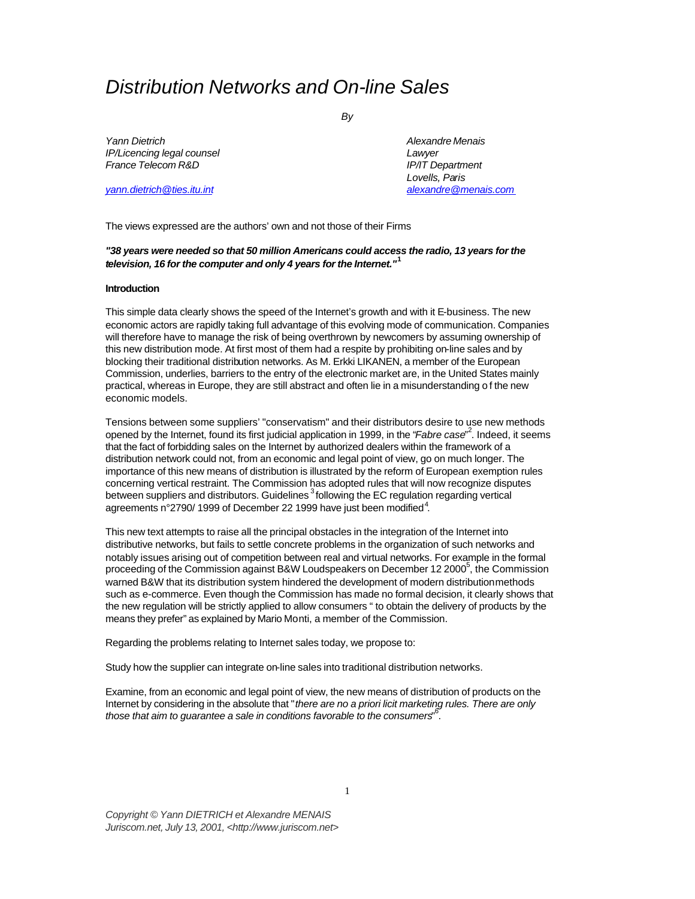# *Distribution Networks and On-line Sales*

*By*

*Yann Dietrich*
*IP/Licencing legal counsel*
*France Telecom R&D*

*yann.dietrich@ties.itu.int*

*Alexandre Menais*
*Lawyer*
*IP/IT Department*
*Lovells, Paris*
*alexandre@menais.com*

The views expressed are the authors' own and not those of their Firms

***"38 years were needed so that 50 million Americans could access the radio, 13 years for the television, 16 for the computer and only 4 years for the Internet."*[1]**

**Introduction**

This simple data clearly shows the speed of the Internet's growth and with it E-business. The new economic actors are rapidly taking full advantage of this evolving mode of communication. Companies will therefore have to manage the risk of being overthrown by newcomers by assuming ownership of this new distribution mode. At first most of them had a respite by prohibiting on-line sales and by blocking their traditional distribution networks. As M. Erkki LIKANEN, a member of the European Commission, underlies, barriers to the entry of the electronic market are, in the United States mainly practical, whereas in Europe, they are still abstract and often lie in a misunderstanding of the new economic models.

Tensions between some suppliers' "conservatism" and their distributors desire to use new methods opened by the Internet, found its first judicial application in 1999, in the *"Fabre case"*[2]. Indeed, it seems that the fact of forbidding sales on the Internet by authorized dealers within the framework of a distribution network could not, from an economic and legal point of view, go on much longer. The importance of this new means of distribution is illustrated by the reform of European exemption rules concerning vertical restraint. The Commission has adopted rules that will now recognize disputes between suppliers and distributors. Guidelines[3] following the EC regulation regarding vertical agreements n°2790/ 1999 of December 22 1999 have just been modified[4].

This new text attempts to raise all the principal obstacles in the integration of the Internet into distributive networks, but fails to settle concrete problems in the organization of such networks and notably issues arising out of competition between real and virtual networks. For example in the formal proceeding of the Commission against B&W Loudspeakers on December 12 2000[5], the Commission warned B&W that its distribution system hindered the development of modern distribution methods such as e-commerce. Even though the Commission has made no formal decision, it clearly shows that the new regulation will be strictly applied to allow consumers " to obtain the delivery of products by the means they prefer" as explained by Mario Monti, a member of the Commission.

Regarding the problems relating to Internet sales today, we propose to:

Study how the supplier can integrate on-line sales into traditional distribution networks.

Examine, from an economic and legal point of view, the new means of distribution of products on the Internet by considering in the absolute that "*there are no a priori licit marketing rules. There are only those that aim to guarantee a sale in conditions favorable to the consumers*"[6].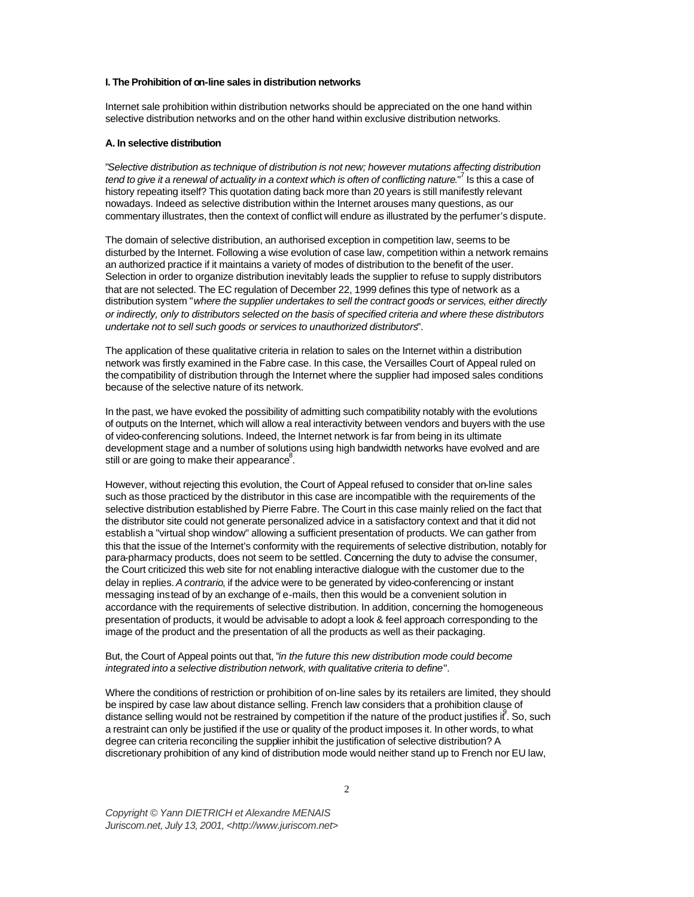**I. The Prohibition of on-line sales in distribution networks**

Internet sale prohibition within distribution networks should be appreciated on the one hand within selective distribution networks and on the other hand within exclusive distribution networks.

**A. In selective distribution**

"*Selective distribution as technique of distribution is not new; however mutations affecting distribution tend to give it a renewal of actuality in a context which is often of conflicting nature.*"[7] Is this a case of history repeating itself? This quotation dating back more than 20 years is still manifestly relevant nowadays. Indeed as selective distribution within the Internet arouses many questions, as our commentary illustrates, then the context of conflict will endure as illustrated by the perfumer's dispute.

The domain of selective distribution, an authorised exception in competition law, seems to be disturbed by the Internet. Following a wise evolution of case law, competition within a network remains an authorized practice if it maintains a variety of modes of distribution to the benefit of the user. Selection in order to organize distribution inevitably leads the supplier to refuse to supply distributors that are not selected. The EC regulation of December 22, 1999 defines this type of network as a distribution system "*where the supplier undertakes to sell the contract goods or services, either directly or indirectly, only to distributors selected on the basis of specified criteria and where these distributors undertake not to sell such goods or services to unauthorized distributors*".

The application of these qualitative criteria in relation to sales on the Internet within a distribution network was firstly examined in the Fabre case. In this case, the Versailles Court of Appeal ruled on the compatibility of distribution through the Internet where the supplier had imposed sales conditions because of the selective nature of its network.

In the past, we have evoked the possibility of admitting such compatibility notably with the evolutions of outputs on the Internet, which will allow a real interactivity between vendors and buyers with the use of video-conferencing solutions. Indeed, the Internet network is far from being in its ultimate development stage and a number of solutions using high bandwidth networks have evolved and are still or are going to make their appearance[8].

However, without rejecting this evolution, the Court of Appeal refused to consider that on-line sales such as those practiced by the distributor in this case are incompatible with the requirements of the selective distribution established by Pierre Fabre. The Court in this case mainly relied on the fact that the distributor site could not generate personalized advice in a satisfactory context and that it did not establish a "virtual shop window" allowing a sufficient presentation of products. We can gather from this that the issue of the Internet's conformity with the requirements of selective distribution, notably for para-pharmacy products, does not seem to be settled. Concerning the duty to advise the consumer, the Court criticized this web site for not enabling interactive dialogue with the customer due to the delay in replies. *A contrario*, if the advice were to be generated by video-conferencing or instant messaging instead of by an exchange of e-mails, then this would be a convenient solution in accordance with the requirements of selective distribution. In addition, concerning the homogeneous presentation of products, it would be advisable to adopt a look & feel approach corresponding to the image of the product and the presentation of all the products as well as their packaging.

But, the Court of Appeal points out that, "*in the future this new distribution mode could become integrated into a selective distribution network, with qualitative criteria to define*".

Where the conditions of restriction or prohibition of on-line sales by its retailers are limited, they should be inspired by case law about distance selling. French law considers that a prohibition clause of distance selling would not be restrained by competition if the nature of the product justifies it[9]. So, such a restraint can only be justified if the use or quality of the product imposes it. In other words, to what degree can criteria reconciling the supplier inhibit the justification of selective distribution? A discretionary prohibition of any kind of distribution mode would neither stand up to French nor EU law,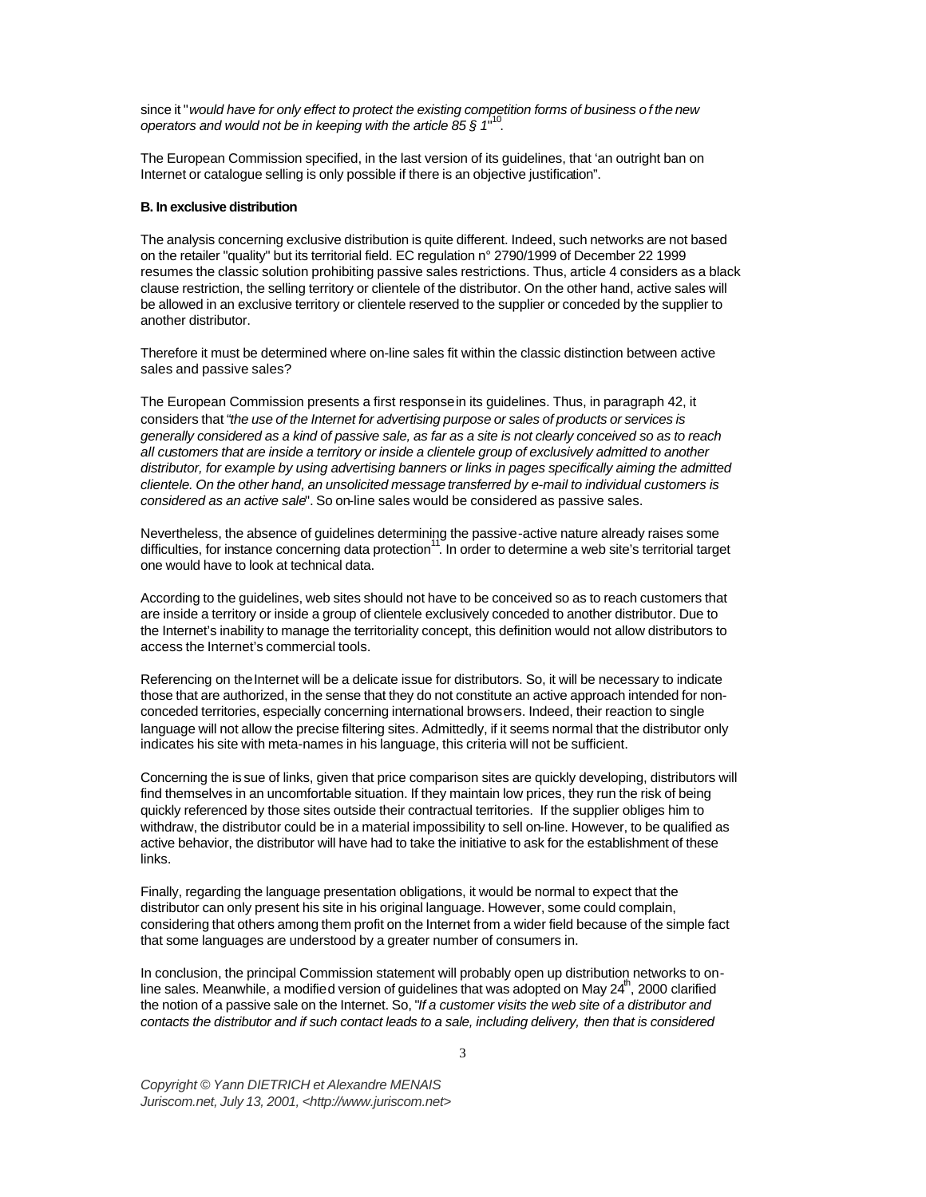since it "*would have for only effect to protect the existing competition forms of business of the new operators and would not be in keeping with the article 85 § 1*"[10].

The European Commission specified, in the last version of its guidelines, that 'an outright ban on Internet or catalogue selling is only possible if there is an objective justification".

**B. In exclusive distribution**

The analysis concerning exclusive distribution is quite different. Indeed, such networks are not based on the retailer "quality" but its territorial field. EC regulation n° 2790/1999 of December 22 1999 resumes the classic solution prohibiting passive sales restrictions. Thus, article 4 considers as a black clause restriction, the selling territory or clientele of the distributor. On the other hand, active sales will be allowed in an exclusive territory or clientele reserved to the supplier or conceded by the supplier to another distributor.

Therefore it must be determined where on-line sales fit within the classic distinction between active sales and passive sales?

The European Commission presents a first response in its guidelines. Thus, in paragraph 42, it considers that "*the use of the Internet for advertising purpose or sales of products or services is generally considered as a kind of passive sale, as far as a site is not clearly conceived so as to reach all customers that are inside a territory or inside a clientele group of exclusively admitted to another distributor, for example by using advertising banners or links in pages specifically aiming the admitted clientele. On the other hand, an unsolicited message transferred by e-mail to individual customers is considered as an active sale*". So on-line sales would be considered as passive sales.

Nevertheless, the absence of guidelines determining the passive-active nature already raises some difficulties, for instance concerning data protection[11]. In order to determine a web site's territorial target one would have to look at technical data.

According to the guidelines, web sites should not have to be conceived so as to reach customers that are inside a territory or inside a group of clientele exclusively conceded to another distributor. Due to the Internet's inability to manage the territoriality concept, this definition would not allow distributors to access the Internet's commercial tools.

Referencing on the Internet will be a delicate issue for distributors. So, it will be necessary to indicate those that are authorized, in the sense that they do not constitute an active approach intended for non-conceded territories, especially concerning international browsers. Indeed, their reaction to single language will not allow the precise filtering sites. Admittedly, if it seems normal that the distributor only indicates his site with meta-names in his language, this criteria will not be sufficient.

Concerning the issue of links, given that price comparison sites are quickly developing, distributors will find themselves in an uncomfortable situation. If they maintain low prices, they run the risk of being quickly referenced by those sites outside their contractual territories. If the supplier obliges him to withdraw, the distributor could be in a material impossibility to sell on-line. However, to be qualified as active behavior, the distributor will have had to take the initiative to ask for the establishment of these links.

Finally, regarding the language presentation obligations, it would be normal to expect that the distributor can only present his site in his original language. However, some could complain, considering that others among them profit on the Internet from a wider field because of the simple fact that some languages are understood by a greater number of consumers in.

In conclusion, the principal Commission statement will probably open up distribution networks to on-line sales. Meanwhile, a modified version of guidelines that was adopted on May 24th, 2000 clarified the notion of a passive sale on the Internet. So, "*If a customer visits the web site of a distributor and contacts the distributor and if such contact leads to a sale, including delivery, then that is considered*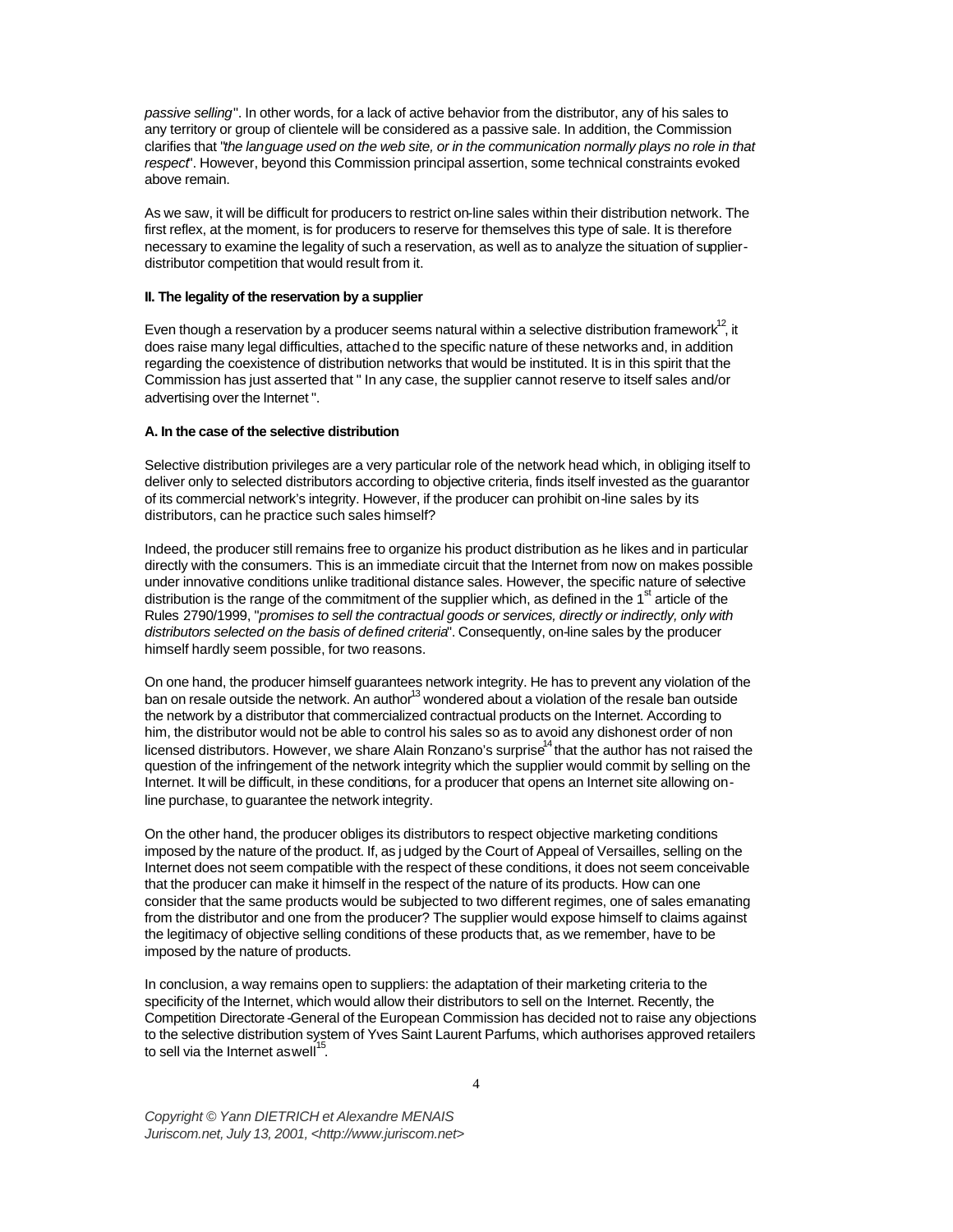*passive selling*". In other words, for a lack of active behavior from the distributor, any of his sales to any territory or group of clientele will be considered as a passive sale. In addition, the Commission clarifies that "*the language used on the web site, or in the communication normally plays no role in that respect*". However, beyond this Commission principal assertion, some technical constraints evoked above remain.

As we saw, it will be difficult for producers to restrict on-line sales within their distribution network. The first reflex, at the moment, is for producers to reserve for themselves this type of sale. It is therefore necessary to examine the legality of such a reservation, as well as to analyze the situation of supplier-distributor competition that would result from it.

**II. The legality of the reservation by a supplier**

Even though a reservation by a producer seems natural within a selective distribution framework[12], it does raise many legal difficulties, attached to the specific nature of these networks and, in addition regarding the coexistence of distribution networks that would be instituted. It is in this spirit that the Commission has just asserted that " In any case, the supplier cannot reserve to itself sales and/or advertising over the Internet ".

**A. In the case of the selective distribution**

Selective distribution privileges are a very particular role of the network head which, in obliging itself to deliver only to selected distributors according to objective criteria, finds itself invested as the guarantor of its commercial network's integrity. However, if the producer can prohibit on-line sales by its distributors, can he practice such sales himself?

Indeed, the producer still remains free to organize his product distribution as he likes and in particular directly with the consumers. This is an immediate circuit that the Internet from now on makes possible under innovative conditions unlike traditional distance sales. However, the specific nature of selective distribution is the range of the commitment of the supplier which, as defined in the 1st article of the Rules 2790/1999, "*promises to sell the contractual goods or services, directly or indirectly, only with distributors selected on the basis of defined criteria*". Consequently, on-line sales by the producer himself hardly seem possible, for two reasons.

On one hand, the producer himself guarantees network integrity. He has to prevent any violation of the ban on resale outside the network. An author[13] wondered about a violation of the resale ban outside the network by a distributor that commercialized contractual products on the Internet. According to him, the distributor would not be able to control his sales so as to avoid any dishonest order of non licensed distributors. However, we share Alain Ronzano's surprise[14] that the author has not raised the question of the infringement of the network integrity which the supplier would commit by selling on the Internet. It will be difficult, in these conditions, for a producer that opens an Internet site allowing on-line purchase, to guarantee the network integrity.

On the other hand, the producer obliges its distributors to respect objective marketing conditions imposed by the nature of the product. If, as judged by the Court of Appeal of Versailles, selling on the Internet does not seem compatible with the respect of these conditions, it does not seem conceivable that the producer can make it himself in the respect of the nature of its products. How can one consider that the same products would be subjected to two different regimes, one of sales emanating from the distributor and one from the producer? The supplier would expose himself to claims against the legitimacy of objective selling conditions of these products that, as we remember, have to be imposed by the nature of products.

In conclusion, a way remains open to suppliers: the adaptation of their marketing criteria to the specificity of the Internet, which would allow their distributors to sell on the Internet. Recently, the Competition Directorate-General of the European Commission has decided not to raise any objections to the selective distribution system of Yves Saint Laurent Parfums, which authorises approved retailers to sell via the Internet aswell[15].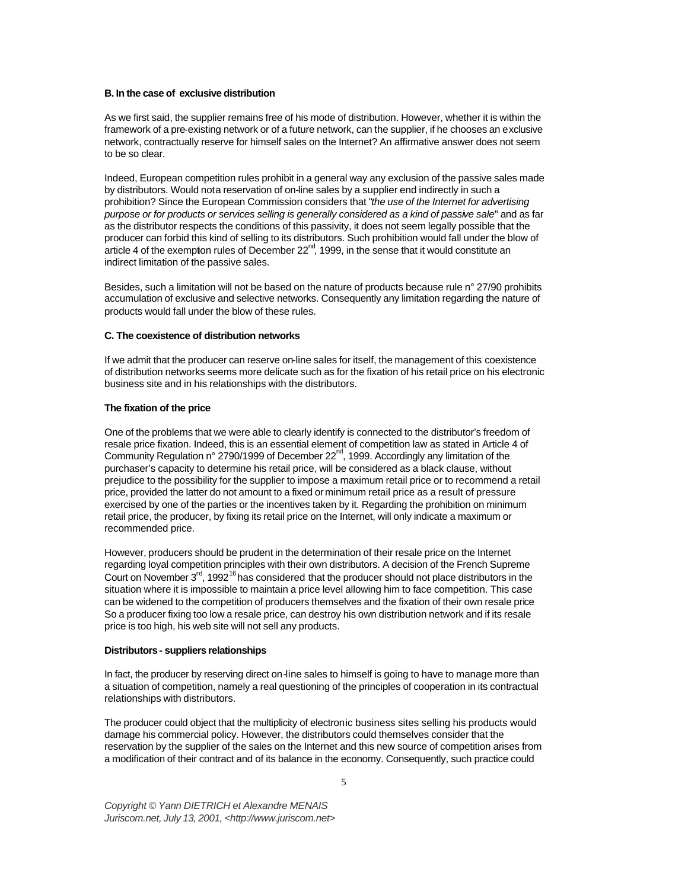#### B. In the case of exclusive distribution

As we first said, the supplier remains free of his mode of distribution. However, whether it is within the framework of a pre-existing network or of a future network, can the supplier, if he chooses an exclusive network, contractually reserve for himself sales on the Internet? An affirmative answer does not seem to be so clear.

Indeed, European competition rules prohibit in a general way any exclusion of the passive sales made by distributors. Would not a reservation of on-line sales by a supplier end indirectly in such a prohibition? Since the European Commission considers that "*the use of the Internet for advertising purpose or for products or services selling is generally considered as a kind of passive sale*" and as far as the distributor respects the conditions of this passivity, it does not seem legally possible that the producer can forbid this kind of selling to its distributors. Such prohibition would fall under the blow of article 4 of the exemption rules of December 22nd, 1999, in the sense that it would constitute an indirect limitation of the passive sales.

Besides, such a limitation will not be based on the nature of products because rule n° 27/90 prohibits accumulation of exclusive and selective networks. Consequently any limitation regarding the nature of products would fall under the blow of these rules.

#### C. The coexistence of distribution networks

If we admit that the producer can reserve on-line sales for itself, the management of this coexistence of distribution networks seems more delicate such as for the fixation of his retail price on his electronic business site and in his relationships with the distributors.

#### The fixation of the price

One of the problems that we were able to clearly identify is connected to the distributor's freedom of resale price fixation. Indeed, this is an essential element of competition law as stated in Article 4 of Community Regulation n° 2790/1999 of December 22nd, 1999. Accordingly any limitation of the purchaser's capacity to determine his retail price, will be considered as a black clause, without prejudice to the possibility for the supplier to impose a maximum retail price or to recommend a retail price, provided the latter do not amount to a fixed or minimum retail price as a result of pressure exercised by one of the parties or the incentives taken by it. Regarding the prohibition on minimum retail price, the producer, by fixing its retail price on the Internet, will only indicate a maximum or recommended price.

However, producers should be prudent in the determination of their resale price on the Internet regarding loyal competition principles with their own distributors. A decision of the French Supreme Court on November 3rd, 1992[16] has considered that the producer should not place distributors in the situation where it is impossible to maintain a price level allowing him to face competition. This case can be widened to the competition of producers themselves and the fixation of their own resale price So a producer fixing too low a resale price, can destroy his own distribution network and if its resale price is too high, his web site will not sell any products.

#### Distributors - suppliers relationships

In fact, the producer by reserving direct on-line sales to himself is going to have to manage more than a situation of competition, namely a real questioning of the principles of cooperation in its contractual relationships with distributors.

The producer could object that the multiplicity of electronic business sites selling his products would damage his commercial policy. However, the distributors could themselves consider that the reservation by the supplier of the sales on the Internet and this new source of competition arises from a modification of their contract and of its balance in the economy. Consequently, such practice could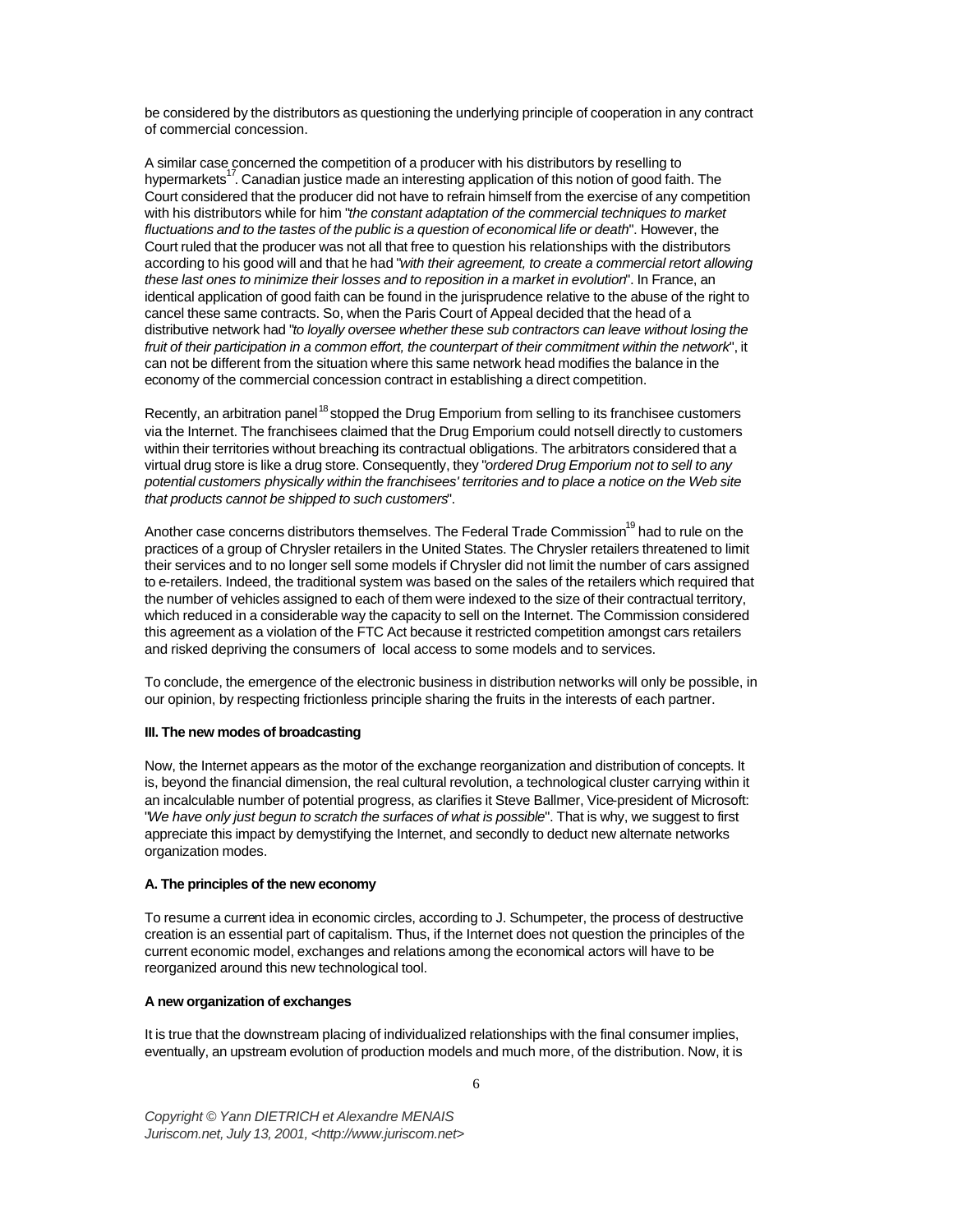be considered by the distributors as questioning the underlying principle of cooperation in any contract of commercial concession.

A similar case concerned the competition of a producer with his distributors by reselling to hypermarkets[17]. Canadian justice made an interesting application of this notion of good faith. The Court considered that the producer did not have to refrain himself from the exercise of any competition with his distributors while for him "*the constant adaptation of the commercial techniques to market fluctuations and to the tastes of the public is a question of economical life or death*". However, the Court ruled that the producer was not all that free to question his relationships with the distributors according to his good will and that he had "*with their agreement, to create a commercial retort allowing these last ones to minimize their losses and to reposition in a market in evolution*". In France, an identical application of good faith can be found in the jurisprudence relative to the abuse of the right to cancel these same contracts. So, when the Paris Court of Appeal decided that the head of a distributive network had "*to loyally oversee whether these sub contractors can leave without losing the fruit of their participation in a common effort, the counterpart of their commitment within the network*", it can not be different from the situation where this same network head modifies the balance in the economy of the commercial concession contract in establishing a direct competition.

Recently, an arbitration panel[18] stopped the Drug Emporium from selling to its franchisee customers via the Internet. The franchisees claimed that the Drug Emporium could notsell directly to customers within their territories without breaching its contractual obligations. The arbitrators considered that a virtual drug store is like a drug store. Consequently, they "*ordered Drug Emporium not to sell to any potential customers physically within the franchisees' territories and to place a notice on the Web site that products cannot be shipped to such customers*".

Another case concerns distributors themselves. The Federal Trade Commission[19] had to rule on the practices of a group of Chrysler retailers in the United States. The Chrysler retailers threatened to limit their services and to no longer sell some models if Chrysler did not limit the number of cars assigned to e-retailers. Indeed, the traditional system was based on the sales of the retailers which required that the number of vehicles assigned to each of them were indexed to the size of their contractual territory, which reduced in a considerable way the capacity to sell on the Internet. The Commission considered this agreement as a violation of the FTC Act because it restricted competition amongst cars retailers and risked depriving the consumers of local access to some models and to services.

To conclude, the emergence of the electronic business in distribution networks will only be possible, in our opinion, by respecting frictionless principle sharing the fruits in the interests of each partner.

## III. The new modes of broadcasting

Now, the Internet appears as the motor of the exchange reorganization and distribution of concepts. It is, beyond the financial dimension, the real cultural revolution, a technological cluster carrying within it an incalculable number of potential progress, as clarifies it Steve Ballmer, Vice-president of Microsoft: "*We have only just begun to scratch the surfaces of what is possible*". That is why, we suggest to first appreciate this impact by demystifying the Internet, and secondly to deduct new alternate networks organization modes.

### A. The principles of the new economy

To resume a current idea in economic circles, according to J. Schumpeter, the process of destructive creation is an essential part of capitalism. Thus, if the Internet does not question the principles of the current economic model, exchanges and relations among the economical actors will have to be reorganized around this new technological tool.

#### A new organization of exchanges

It is true that the downstream placing of individualized relationships with the final consumer implies, eventually, an upstream evolution of production models and much more, of the distribution. Now, it is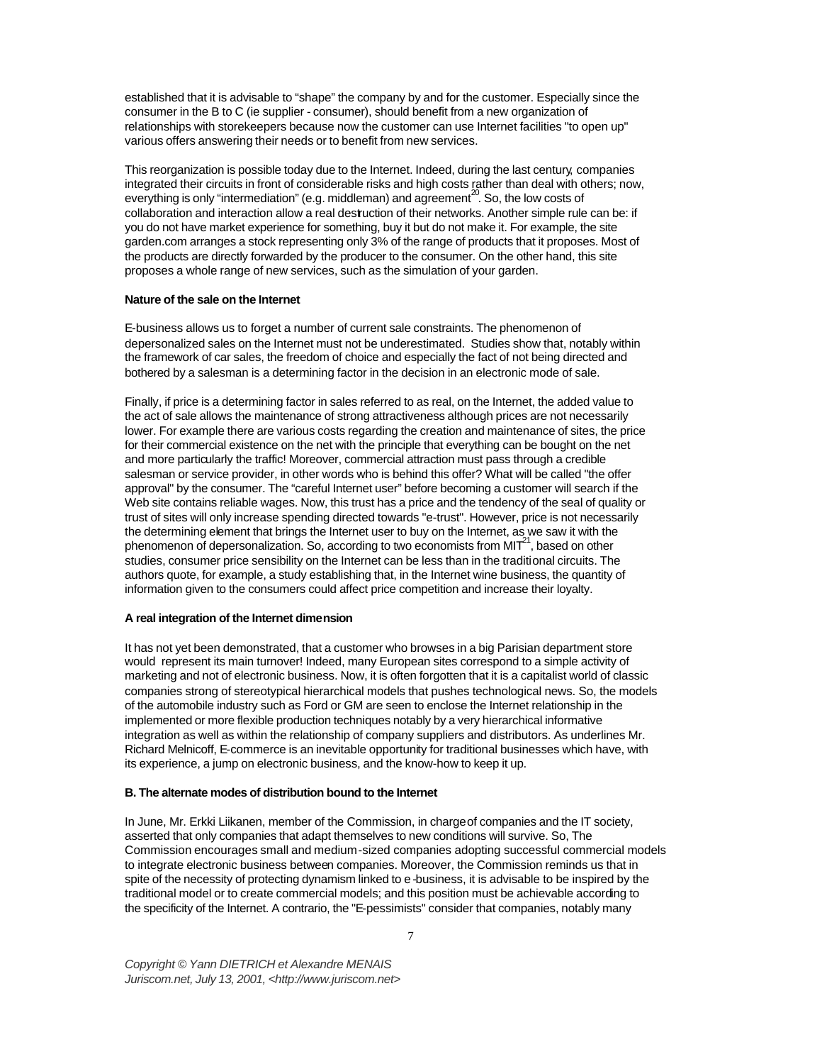established that it is advisable to "shape" the company by and for the customer. Especially since the consumer in the B to C (ie supplier - consumer), should benefit from a new organization of relationships with storekeepers because now the customer can use Internet facilities "to open up" various offers answering their needs or to benefit from new services.

This reorganization is possible today due to the Internet. Indeed, during the last century, companies integrated their circuits in front of considerable risks and high costs rather than deal with others; now, everything is only "intermediation" (e.g. middleman) and agreement[20]. So, the low costs of collaboration and interaction allow a real destruction of their networks. Another simple rule can be: if you do not have market experience for something, buy it but do not make it. For example, the site garden.com arranges a stock representing only 3% of the range of products that it proposes. Most of the products are directly forwarded by the producer to the consumer. On the other hand, this site proposes a whole range of new services, such as the simulation of your garden.

**Nature of the sale on the Internet**

E-business allows us to forget a number of current sale constraints. The phenomenon of depersonalized sales on the Internet must not be underestimated. Studies show that, notably within the framework of car sales, the freedom of choice and especially the fact of not being directed and bothered by a salesman is a determining factor in the decision in an electronic mode of sale.

Finally, if price is a determining factor in sales referred to as real, on the Internet, the added value to the act of sale allows the maintenance of strong attractiveness although prices are not necessarily lower. For example there are various costs regarding the creation and maintenance of sites, the price for their commercial existence on the net with the principle that everything can be bought on the net and more particularly the traffic! Moreover, commercial attraction must pass through a credible salesman or service provider, in other words who is behind this offer? What will be called "the offer approval" by the consumer. The "careful Internet user" before becoming a customer will search if the Web site contains reliable wages. Now, this trust has a price and the tendency of the seal of quality or trust of sites will only increase spending directed towards "e-trust". However, price is not necessarily the determining element that brings the Internet user to buy on the Internet, as we saw it with the phenomenon of depersonalization. So, according to two economists from MIT[21], based on other studies, consumer price sensibility on the Internet can be less than in the traditional circuits. The authors quote, for example, a study establishing that, in the Internet wine business, the quantity of information given to the consumers could affect price competition and increase their loyalty.

**A real integration of the Internet dimension**

It has not yet been demonstrated, that a customer who browses in a big Parisian department store would represent its main turnover! Indeed, many European sites correspond to a simple activity of marketing and not of electronic business. Now, it is often forgotten that it is a capitalist world of classic companies strong of stereotypical hierarchical models that pushes technological news. So, the models of the automobile industry such as Ford or GM are seen to enclose the Internet relationship in the implemented or more flexible production techniques notably by a very hierarchical informative integration as well as within the relationship of company suppliers and distributors. As underlines Mr. Richard Melnicoff, E-commerce is an inevitable opportunity for traditional businesses which have, with its experience, a jump on electronic business, and the know-how to keep it up.

**B. The alternate modes of distribution bound to the Internet**

In June, Mr. Erkki Liikanen, member of the Commission, in charge of companies and the IT society, asserted that only companies that adapt themselves to new conditions will survive. So, The Commission encourages small and medium-sized companies adopting successful commercial models to integrate electronic business between companies. Moreover, the Commission reminds us that in spite of the necessity of protecting dynamism linked to e-business, it is advisable to be inspired by the traditional model or to create commercial models; and this position must be achievable according to the specificity of the Internet. A contrario, the "E-pessimists" consider that companies, notably many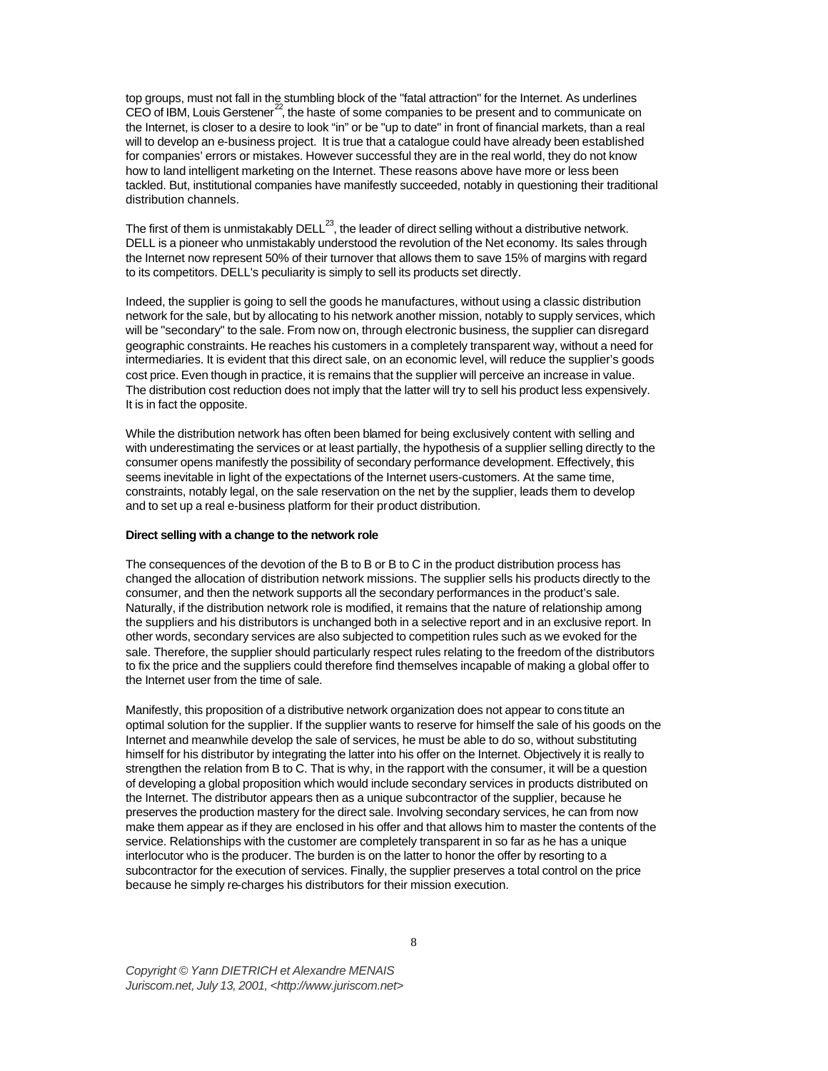top groups, must not fall in the stumbling block of the "fatal attraction" for the Internet. As underlines CEO of IBM, Louis Gerstener[22], the haste of some companies to be present and to communicate on the Internet, is closer to a desire to look "in" or be "up to date" in front of financial markets, than a real will to develop an e-business project. It is true that a catalogue could have already been established for companies' errors or mistakes. However successful they are in the real world, they do not know how to land intelligent marketing on the Internet. These reasons above have more or less been tackled. But, institutional companies have manifestly succeeded, notably in questioning their traditional distribution channels.

The first of them is unmistakably DELL[23], the leader of direct selling without a distributive network. DELL is a pioneer who unmistakably understood the revolution of the Net economy. Its sales through the Internet now represent 50% of their turnover that allows them to save 15% of margins with regard to its competitors. DELL's peculiarity is simply to sell its products set directly.

Indeed, the supplier is going to sell the goods he manufactures, without using a classic distribution network for the sale, but by allocating to his network another mission, notably to supply services, which will be "secondary" to the sale. From now on, through electronic business, the supplier can disregard geographic constraints. He reaches his customers in a completely transparent way, without a need for intermediaries. It is evident that this direct sale, on an economic level, will reduce the supplier's goods cost price. Even though in practice, it is remains that the supplier will perceive an increase in value. The distribution cost reduction does not imply that the latter will try to sell his product less expensively. It is in fact the opposite.

While the distribution network has often been blamed for being exclusively content with selling and with underestimating the services or at least partially, the hypothesis of a supplier selling directly to the consumer opens manifestly the possibility of secondary performance development. Effectively, this seems inevitable in light of the expectations of the Internet users-customers. At the same time, constraints, notably legal, on the sale reservation on the net by the supplier, leads them to develop and to set up a real e-business platform for their product distribution.

**Direct selling with a change to the network role**

The consequences of the devotion of the B to B or B to C in the product distribution process has changed the allocation of distribution network missions. The supplier sells his products directly to the consumer, and then the network supports all the secondary performances in the product's sale. Naturally, if the distribution network role is modified, it remains that the nature of relationship among the suppliers and his distributors is unchanged both in a selective report and in an exclusive report. In other words, secondary services are also subjected to competition rules such as we evoked for the sale. Therefore, the supplier should particularly respect rules relating to the freedom of the distributors to fix the price and the suppliers could therefore find themselves incapable of making a global offer to the Internet user from the time of sale.

Manifestly, this proposition of a distributive network organization does not appear to constitute an optimal solution for the supplier. If the supplier wants to reserve for himself the sale of his goods on the Internet and meanwhile develop the sale of services, he must be able to do so, without substituting himself for his distributor by integrating the latter into his offer on the Internet. Objectively it is really to strengthen the relation from B to C. That is why, in the rapport with the consumer, it will be a question of developing a global proposition which would include secondary services in products distributed on the Internet. The distributor appears then as a unique subcontractor of the supplier, because he preserves the production mastery for the direct sale. Involving secondary services, he can from now make them appear as if they are enclosed in his offer and that allows him to master the contents of the service. Relationships with the customer are completely transparent in so far as he has a unique interlocutor who is the producer. The burden is on the latter to honor the offer by resorting to a subcontractor for the execution of services. Finally, the supplier preserves a total control on the price because he simply re-charges his distributors for their mission execution.

*Copyright © Yann DIETRICH et Alexandre MENAIS*
*Juriscom.net, July 13, 2001, <http://www.juriscom.net>*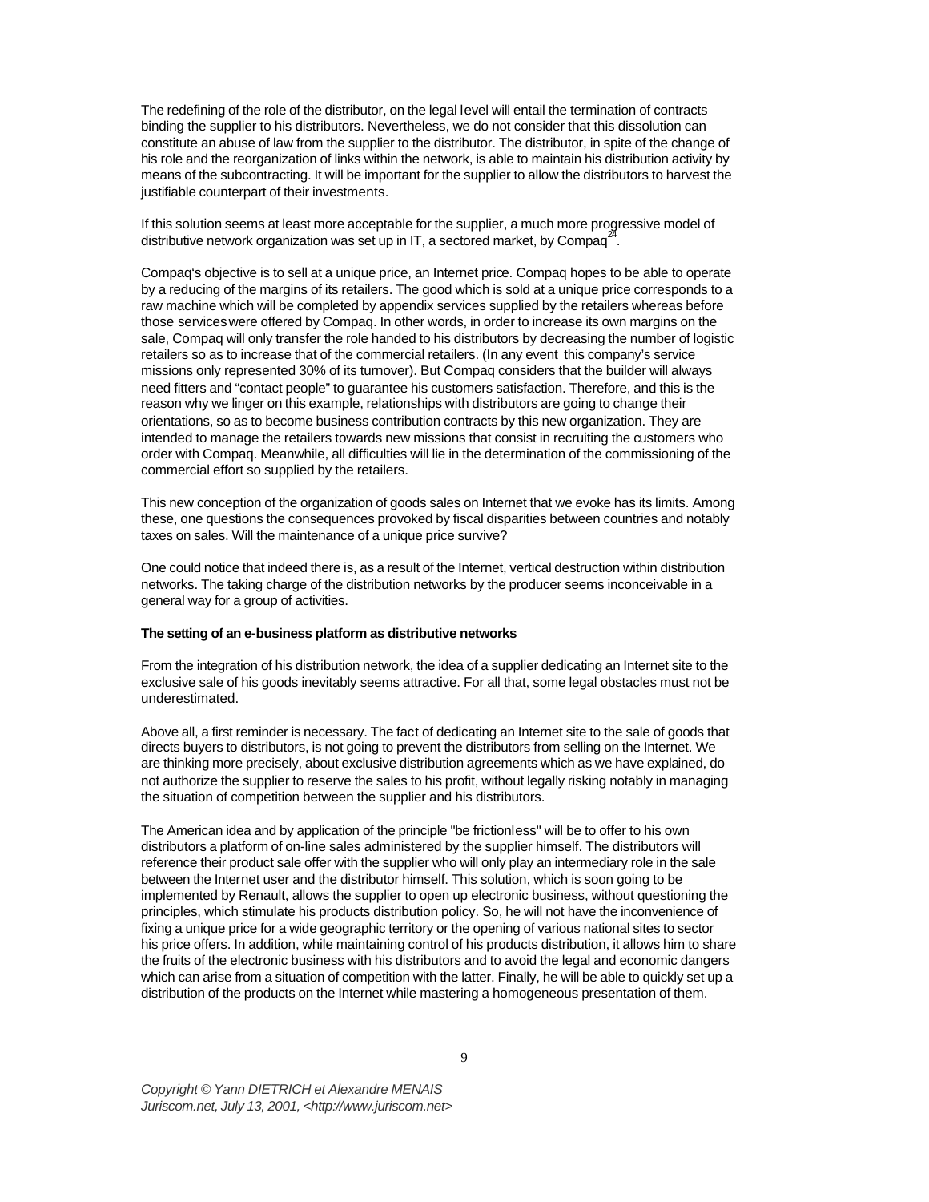The redefining of the role of the distributor, on the legal level will entail the termination of contracts binding the supplier to his distributors. Nevertheless, we do not consider that this dissolution can constitute an abuse of law from the supplier to the distributor. The distributor, in spite of the change of his role and the reorganization of links within the network, is able to maintain his distribution activity by means of the subcontracting. It will be important for the supplier to allow the distributors to harvest the justifiable counterpart of their investments.

If this solution seems at least more acceptable for the supplier, a much more progressive model of distributive network organization was set up in IT, a sectored market, by Compaq[24].

Compaq's objective is to sell at a unique price, an Internet price. Compaq hopes to be able to operate by a reducing of the margins of its retailers. The good which is sold at a unique price corresponds to a raw machine which will be completed by appendix services supplied by the retailers whereas before those services were offered by Compaq. In other words, in order to increase its own margins on the sale, Compaq will only transfer the role handed to his distributors by decreasing the number of logistic retailers so as to increase that of the commercial retailers. (In any event this company's service missions only represented 30% of its turnover). But Compaq considers that the builder will always need fitters and "contact people" to guarantee his customers satisfaction. Therefore, and this is the reason why we linger on this example, relationships with distributors are going to change their orientations, so as to become business contribution contracts by this new organization. They are intended to manage the retailers towards new missions that consist in recruiting the customers who order with Compaq. Meanwhile, all difficulties will lie in the determination of the commissioning of the commercial effort so supplied by the retailers.

This new conception of the organization of goods sales on Internet that we evoke has its limits. Among these, one questions the consequences provoked by fiscal disparities between countries and notably taxes on sales. Will the maintenance of a unique price survive?

One could notice that indeed there is, as a result of the Internet, vertical destruction within distribution networks. The taking charge of the distribution networks by the producer seems inconceivable in a general way for a group of activities.

**The setting of an e-business platform as distributive networks**

From the integration of his distribution network, the idea of a supplier dedicating an Internet site to the exclusive sale of his goods inevitably seems attractive. For all that, some legal obstacles must not be underestimated.

Above all, a first reminder is necessary. The fact of dedicating an Internet site to the sale of goods that directs buyers to distributors, is not going to prevent the distributors from selling on the Internet. We are thinking more precisely, about exclusive distribution agreements which as we have explained, do not authorize the supplier to reserve the sales to his profit, without legally risking notably in managing the situation of competition between the supplier and his distributors.

The American idea and by application of the principle "be frictionless" will be to offer to his own distributors a platform of on-line sales administered by the supplier himself. The distributors will reference their product sale offer with the supplier who will only play an intermediary role in the sale between the Internet user and the distributor himself. This solution, which is soon going to be implemented by Renault, allows the supplier to open up electronic business, without questioning the principles, which stimulate his products distribution policy. So, he will not have the inconvenience of fixing a unique price for a wide geographic territory or the opening of various national sites to sector his price offers. In addition, while maintaining control of his products distribution, it allows him to share the fruits of the electronic business with his distributors and to avoid the legal and economic dangers which can arise from a situation of competition with the latter. Finally, he will be able to quickly set up a distribution of the products on the Internet while mastering a homogeneous presentation of them.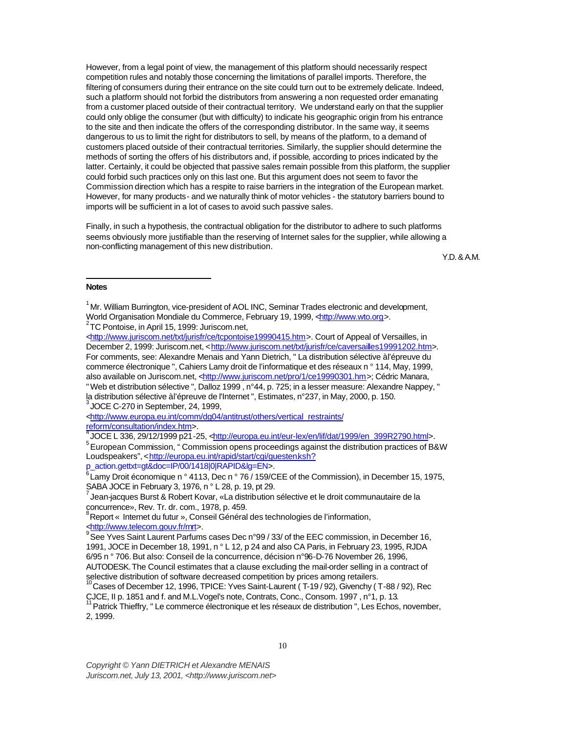However, from a legal point of view, the management of this platform should necessarily respect competition rules and notably those concerning the limitations of parallel imports. Therefore, the filtering of consumers during their entrance on the site could turn out to be extremely delicate. Indeed, such a platform should not forbid the distributors from answering a non requested order emanating from a customer placed outside of their contractual territory. We understand early on that the supplier could only oblige the consumer (but with difficulty) to indicate his geographic origin from his entrance to the site and then indicate the offers of the corresponding distributor. In the same way, it seems dangerous to us to limit the right for distributors to sell, by means of the platform, to a demand of customers placed outside of their contractual territories. Similarly, the supplier should determine the methods of sorting the offers of his distributors and, if possible, according to prices indicated by the latter. Certainly, it could be objected that passive sales remain possible from this platform, the supplier could forbid such practices only on this last one. But this argument does not seem to favor the Commission direction which has a respite to raise barriers in the integration of the European market. However, for many products - and we naturally think of motor vehicles - the statutory barriers bound to imports will be sufficient in a lot of cases to avoid such passive sales.

Finally, in such a hypothesis, the contractual obligation for the distributor to adhere to such platforms seems obviously more justifiable than the reserving of Internet sales for the supplier, while allowing a non-conflicting management of this new distribution.

Y.D. & A.M.

---

**Notes**

[1] Mr. William Burrington, vice-president of AOL INC, Seminar Trades electronic and development, World Organisation Mondiale du Commerce, February 19, 1999, <http://www.wto.org>.

[2] TC Pontoise, in April 15, 1999: Juriscom.net, <http://www.juriscom.net/txt/jurisfr/ce/tcpontoise19990415.htm>. Court of Appeal of Versailles, in December 2, 1999: Juriscom.net, <http://www.juriscom.net/txt/jurisfr/ce/caversailles19991202.htm>. For comments, see: Alexandre Menais and Yann Dietrich, " La distribution sélective à l'épreuve du commerce électronique ", Cahiers Lamy droit de l'informatique et des réseaux n ° 114, May, 1999, also available on Juriscom.net, <http://www.juriscom.net/pro/1/ce19990301.htm>; Cédric Manara, " Web et distribution sélective ", Dalloz 1999 , n°44, p. 725; in a lesser measure: Alexandre Nappey, " la distribution sélective à l'épreuve de l'Internet ", Estimates, n°237, in May, 2000, p. 150.

[3] JOCE C-270 in September, 24, 1999, <http://www.europa.eu.int/comm/dg04/antitrust/others/vertical_restraints/reform/consultation/index.htm>.

[4] JOCE L 336, 29/12/1999 p21-25, <http://europa.eu.int/eur-lex/en/lif/dat/1999/en_399R2790.html>.

[5] European Commission, " Commission opens proceedings against the distribution practices of B&W Loudspeakers", <http://europa.eu.int/rapid/start/cgi/guesten.ksh?p_action.gettxt=gt&doc=IP/00/1418|0|RAPID&lg=EN>.

[6] Lamy Droit économique n ° 4113, Dec n ° 76 / 159/CEE of the Commission), in December 15, 1975, SABA JOCE in February 3, 1976, n ° L 28, p. 19, pt 29.

[7] Jean-jacques Burst & Robert Kovar, «La distribution sélective et le droit communautaire de la concurrence», Rev. Tr. dr. com., 1978, p. 459.

[8] Report « Internet du futur », Conseil Général des technologies de l'information, <http://www.telecom.gouv.fr/rnrt>.

[9] See Yves Saint Laurent Parfums cases Dec n°99 / 33/ of the EEC commission, in December 16, 1991, JOCE in December 18, 1991, n ° L 12, p 24 and also CA Paris, in February 23, 1995, RJDA 6/95 n ° 706. But also: Conseil de la concurrence, décision n°96-D-76 November 26, 1996, AUTODESK. The Council estimates that a clause excluding the mail-order selling in a contract of selective distribution of software decreased competition by prices among retailers.

[10] Cases of December 12, 1996, TPICE: Yves Saint-Laurent ( T-19 / 92), Givenchy ( T-88 / 92), Rec CJCE, II p. 1851 and f. and M.L.Vogel's note, Contrats, Conc., Consom. 1997 , n°1, p. 13.

[11] Patrick Thieffry, " Le commerce électronique et les réseaux de distribution ", Les Echos, november, 2, 1999.

*Copyright © Yann DIETRICH et Alexandre MENAIS*
*Juriscom.net, July 13, 2001, <http://www.juriscom.net>*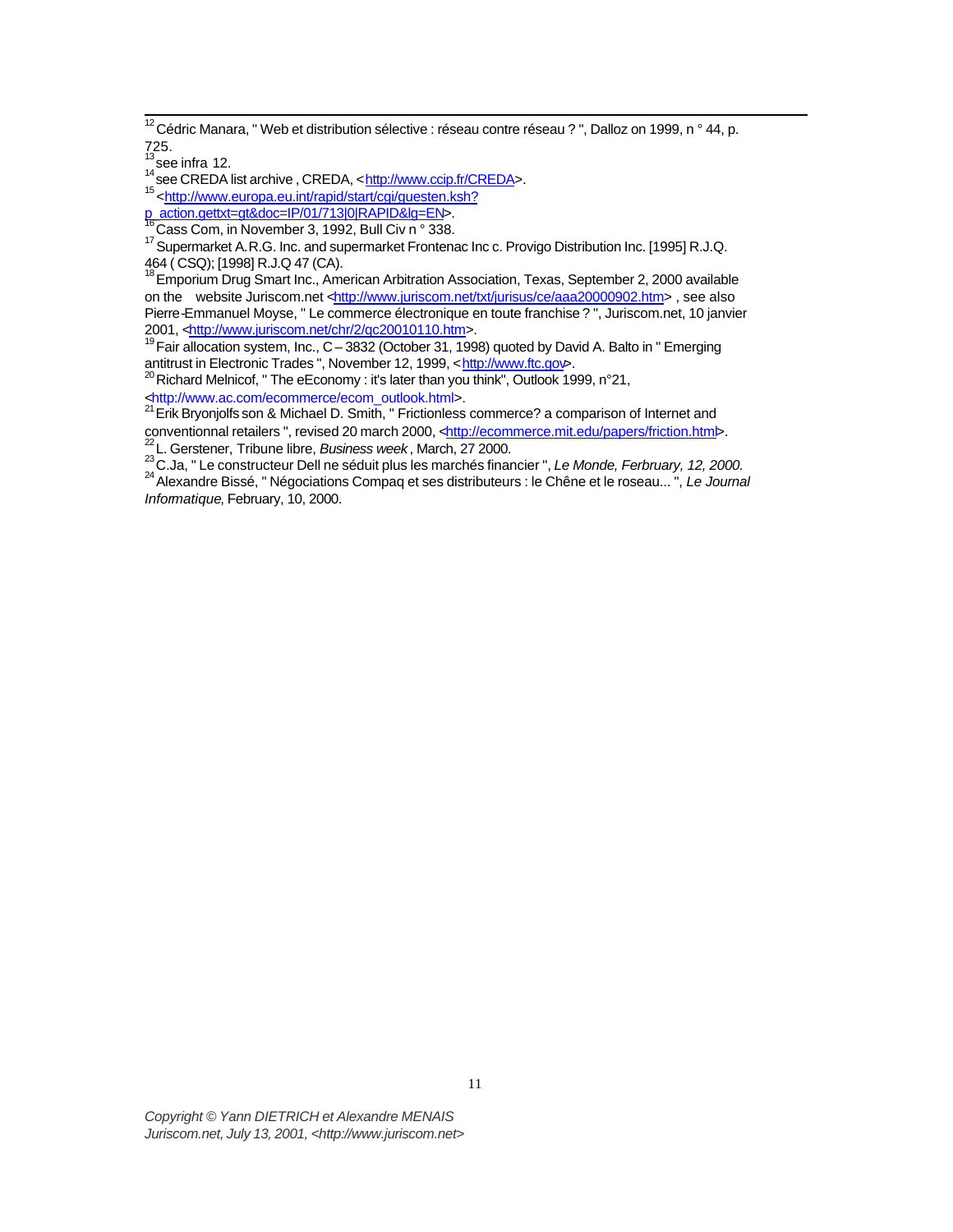[12] Cédric Manara, " Web et distribution sélective : réseau contre réseau ? ", Dalloz on 1999, n ° 44, p. 725.

[13] see infra 12.

[14] see CREDA list archive , CREDA, <http://www.ccip.fr/CREDA>.

[15] <http://www.europa.eu.int/rapid/start/cgi/guesten.ksh?p_action.gettxt=gt&doc=IP/01/713|0|RAPID&lg=EN>.

[16] Cass Com, in November 3, 1992, Bull Civ n ° 338.

[17] Supermarket A.R.G. Inc. and supermarket Frontenac Inc c. Provigo Distribution Inc. [1995] R.J.Q. 464 ( CSQ); [1998] R.J.Q 47 (CA).

[18] Emporium Drug Smart Inc., American Arbitration Association, Texas, September 2, 2000 available on the website Juriscom.net <http://www.juriscom.net/txt/jurisus/ce/aaa20000902.htm> , see also Pierre-Emmanuel Moyse, " Le commerce électronique en toute franchise ? ", Juriscom.net, 10 janvier 2001, <http://www.juriscom.net/chr/2/qc20010110.htm>.

[19] Fair allocation system, Inc., C – 3832 (October 31, 1998) quoted by David A. Balto in " Emerging antitrust in Electronic Trades ", November 12, 1999, <http://www.ftc.gov>.

[20] Richard Melnicof, " The eEconomy : it's later than you think", Outlook 1999, n°21, <http://www.ac.com/ecommerce/ecom_outlook.html>.

[21] Erik Bryonjolfs son & Michael D. Smith, " Frictionless commerce? a comparison of Internet and conventionnal retailers ", revised 20 march 2000, <http://ecommerce.mit.edu/papers/friction.html>.

[22] L. Gerstener, Tribune libre, *Business week* , March, 27 2000.

[23] C.Ja, " Le constructeur Dell ne séduit plus les marchés financier ", *Le Monde, Ferbruary, 12, 2000.*

[24] Alexandre Bissé, " Négociations Compaq et ses distributeurs : le Chêne et le roseau... ", *Le Journal Informatique*, February, 10, 2000.

*Copyright © Yann DIETRICH et Alexandre MENAIS*
*Juriscom.net, July 13, 2001, <http://www.juriscom.net>*